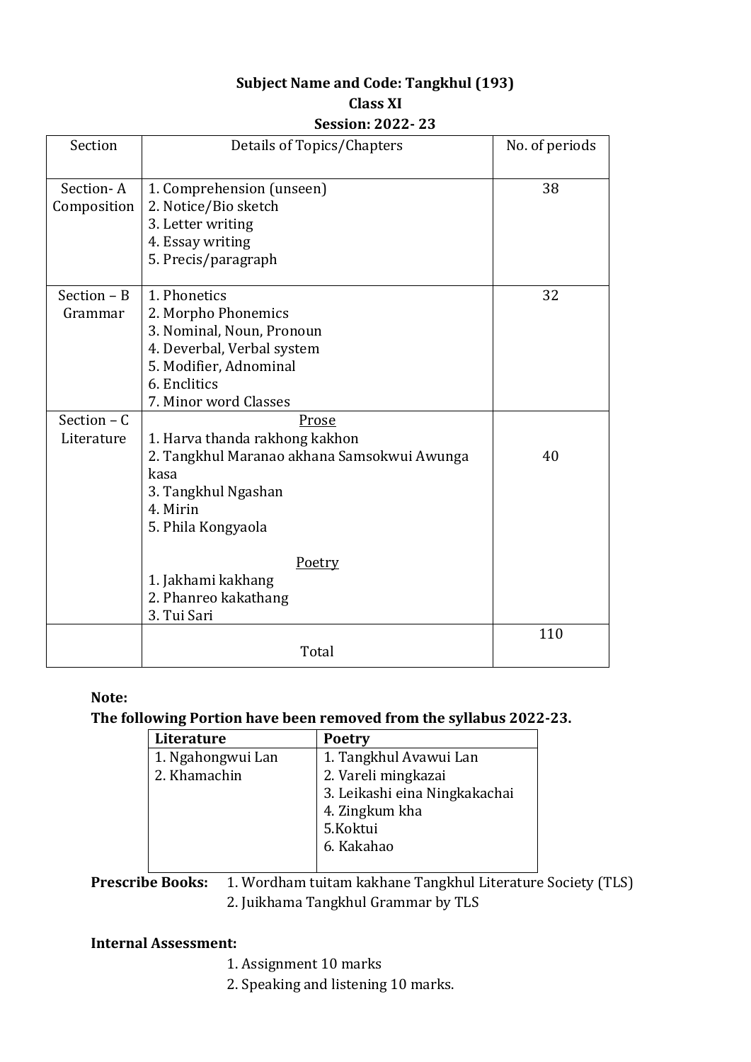**Subject Name and Code: Tangkhul (193)**

**Class XI**

**Session: 2022- 23**

| Section | Details of Topics/Chapters | No. of periods |
|---|---|---|
| Section- A Composition | 1. Comprehension (unseen)<br>2. Notice/Bio sketch<br>3. Letter writing<br>4. Essay writing<br>5. Precis/paragraph | 38 |
| Section – B Grammar | 1. Phonetics<br>2. Morpho Phonemics<br>3. Nominal, Noun, Pronoun<br>4. Deverbal, Verbal system<br>5. Modifier, Adnominal<br>6. Enclitics<br>7. Minor word Classes | 32 |
| Section – C Literature | <u>Prose</u><br>1. Harva thanda rakhong kakhon<br>2. Tangkhul Maranao akhana Samsokwui Awunga kasa<br>3. Tangkhul Ngashan<br>4. Mirin<br>5. Phila Kongyaola<br><br><u>Poetry</u><br>1. Jakhami kakhang<br>2. Phanreo kakathang<br>3. Tui Sari | 40 |
| | Total | 110 |

**Note:**

**The following Portion have been removed from the syllabus 2022-23.**

| Literature | Poetry |
|---|---|
| 1. Ngahongwui Lan<br>2. Khamachin | 1. Tangkhul Avawui Lan<br>2. Vareli mingkazai<br>3. Leikashi eina Ningkakachai<br>4. Zingkum kha<br>5.Koktui<br>6. Kakahao |

**Prescribe Books:** 1. Wordham tuitam kakhane Tangkhul Literature Society (TLS)
2. Juikhama Tangkhul Grammar by TLS

**Internal Assessment:**

1. Assignment 10 marks
2. Speaking and listening 10 marks.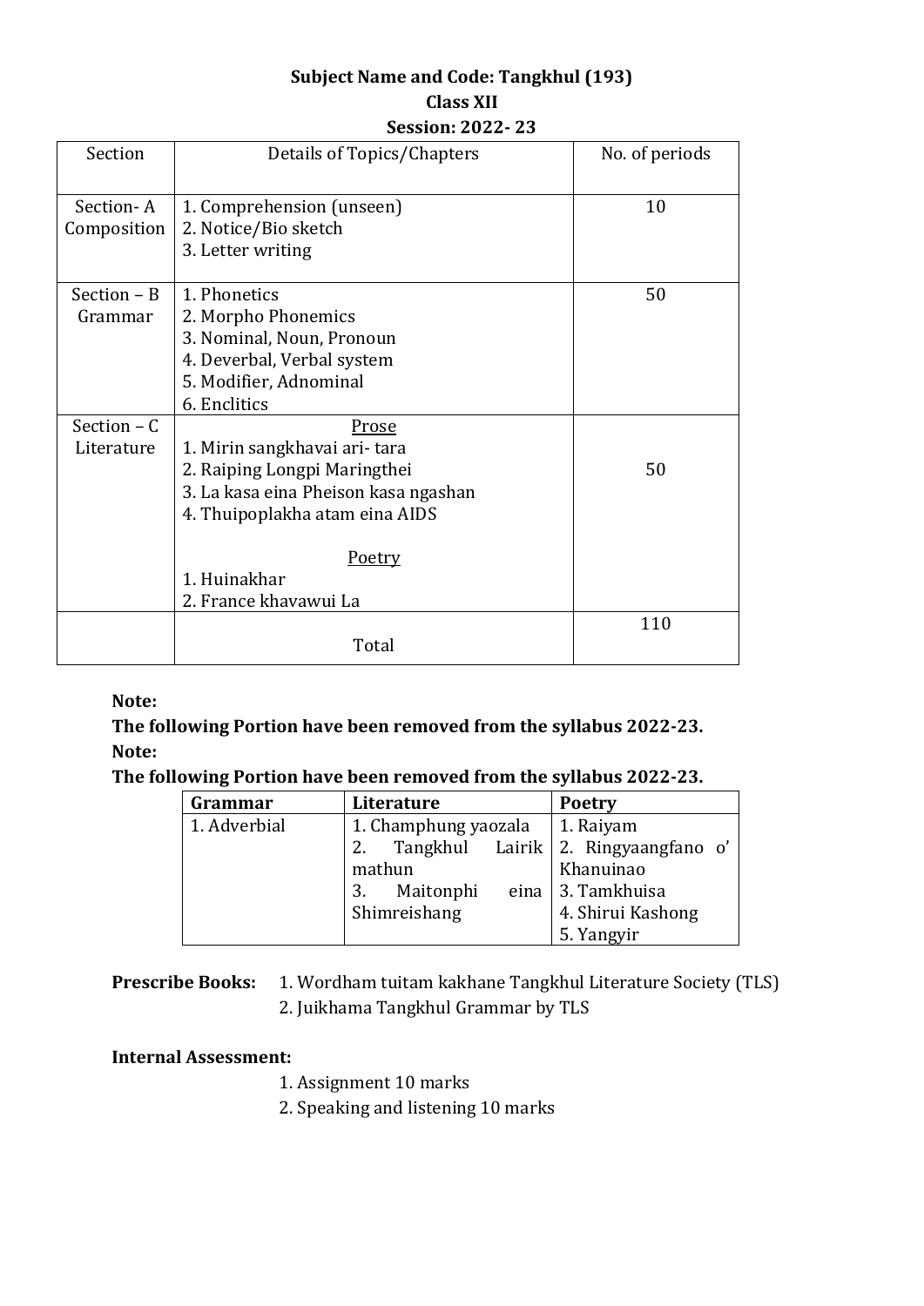**Subject Name and Code: Tangkhul (193)**

**Class XII**

**Session: 2022- 23**

| Section | Details of Topics/Chapters | No. of periods |
|---|---|---|
| Section- A Composition | 1. Comprehension (unseen)<br>2. Notice/Bio sketch<br>3. Letter writing | 10 |
| Section – B Grammar | 1. Phonetics<br>2. Morpho Phonemics<br>3. Nominal, Noun, Pronoun<br>4. Deverbal, Verbal system<br>5. Modifier, Adnominal<br>6. Enclitics | 50 |
| Section – C Literature | Prose<br>1. Mirin sangkhavai ari- tara<br>2. Raiping Longpi Maringthei<br>3. La kasa eina Pheison kasa ngashan<br>4. Thuipoplakha atam eina AIDS<br><br>Poetry<br>1. Huinakhar<br>2. France khavawui La | 50 |
| | Total | 110 |

**Note:**

**The following Portion have been removed from the syllabus 2022-23.**

**Note:**

**The following Portion have been removed from the syllabus 2022-23.**

| Grammar | Literature | Poetry |
|---|---|---|
| 1. Adverbial | 1. Champhung yaozala<br>2. Tangkhul Lairik mathun<br>3. Maitonphi eina Shimreishang | 1. Raiyam<br>2. Ringyaangfano o' Khanuinao<br>3. Tamkhuisa<br>4. Shirui Kashong<br>5. Yangyir |

**Prescribe Books:** 1. Wordham tuitam kakhane Tangkhul Literature Society (TLS)
2. Juikhama Tangkhul Grammar by TLS

**Internal Assessment:**

1. Assignment 10 marks
2. Speaking and listening 10 marks